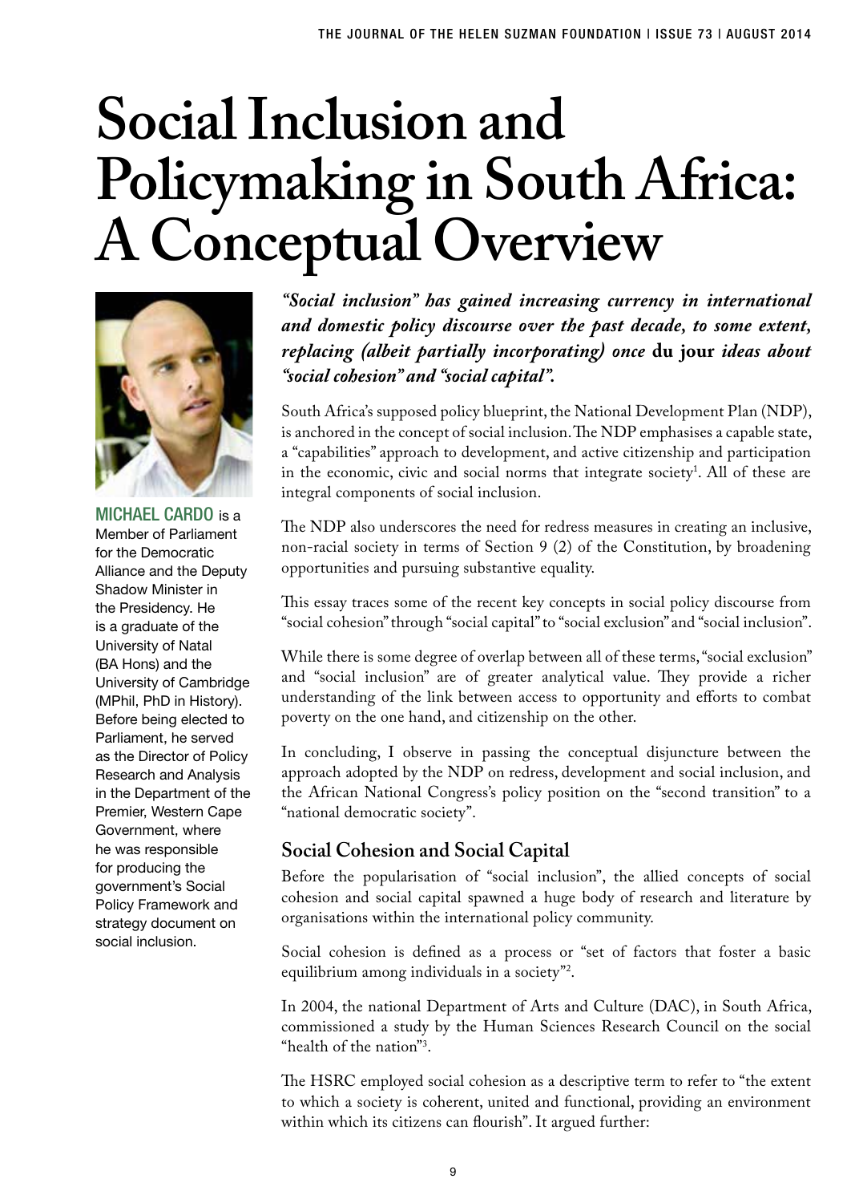# Social Inclusion and Policymaking in South Africa: A Conceptual Overview

**MICHAEL CARDO** is a Member of Parliament for the Democratic Alliance and the Deputy Shadow Minister in the Presidency. He is a graduate of the University of Natal (BA Hons) and the University of Cambridge (MPhil, PhD in History). Before being elected to Parliament, he served as the Director of Policy Research and Analysis in the Department of the Premier, Western Cape Government, where he was responsible for producing the government's Social Policy Framework and strategy document on social inclusion.

***"Social inclusion" has gained increasing currency in international and domestic policy discourse over the past decade, to some extent, replacing (albeit partially incorporating) once* du jour *ideas about "social cohesion" and "social capital".***

South Africa's supposed policy blueprint, the National Development Plan (NDP), is anchored in the concept of social inclusion. The NDP emphasises a capable state, a "capabilities" approach to development, and active citizenship and participation in the economic, civic and social norms that integrate society[1]. All of these are integral components of social inclusion.

The NDP also underscores the need for redress measures in creating an inclusive, non-racial society in terms of Section 9 (2) of the Constitution, by broadening opportunities and pursuing substantive equality.

This essay traces some of the recent key concepts in social policy discourse from "social cohesion" through "social capital" to "social exclusion" and "social inclusion".

While there is some degree of overlap between all of these terms, "social exclusion" and "social inclusion" are of greater analytical value. They provide a richer understanding of the link between access to opportunity and efforts to combat poverty on the one hand, and citizenship on the other.

In concluding, I observe in passing the conceptual disjuncture between the approach adopted by the NDP on redress, development and social inclusion, and the African National Congress's policy position on the "second transition" to a "national democratic society".

## Social Cohesion and Social Capital

Before the popularisation of "social inclusion", the allied concepts of social cohesion and social capital spawned a huge body of research and literature by organisations within the international policy community.

Social cohesion is defined as a process or "set of factors that foster a basic equilibrium among individuals in a society"[2].

In 2004, the national Department of Arts and Culture (DAC), in South Africa, commissioned a study by the Human Sciences Research Council on the social "health of the nation"[3].

The HSRC employed social cohesion as a descriptive term to refer to "the extent to which a society is coherent, united and functional, providing an environment within which its citizens can flourish". It argued further: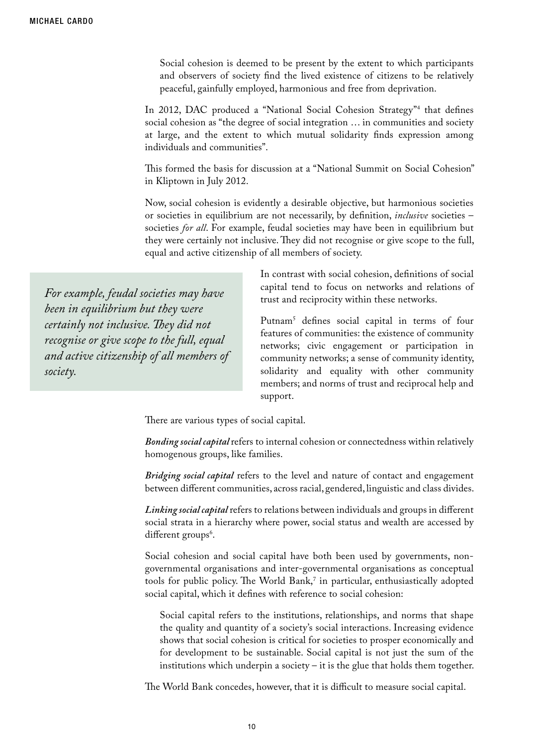> Social cohesion is deemed to be present by the extent to which participants and observers of society find the lived existence of citizens to be relatively peaceful, gainfully employed, harmonious and free from deprivation.

In 2012, DAC produced a "National Social Cohesion Strategy"[4] that defines social cohesion as "the degree of social integration … in communities and society at large, and the extent to which mutual solidarity finds expression among individuals and communities".

This formed the basis for discussion at a "National Summit on Social Cohesion" in Kliptown in July 2012.

Now, social cohesion is evidently a desirable objective, but harmonious societies or societies in equilibrium are not necessarily, by definition, *inclusive* societies – societies *for all*. For example, feudal societies may have been in equilibrium but they were certainly not inclusive. They did not recognise or give scope to the full, equal and active citizenship of all members of society.

> *For example, feudal societies may have been in equilibrium but they were certainly not inclusive. They did not recognise or give scope to the full, equal and active citizenship of all members of society.*

In contrast with social cohesion, definitions of social capital tend to focus on networks and relations of trust and reciprocity within these networks.

Putnam[5] defines social capital in terms of four features of communities: the existence of community networks; civic engagement or participation in community networks; a sense of community identity, solidarity and equality with other community members; and norms of trust and reciprocal help and support.

There are various types of social capital.

***Bonding social capital*** refers to internal cohesion or connectedness within relatively homogenous groups, like families.

***Bridging social capital*** refers to the level and nature of contact and engagement between different communities, across racial, gendered, linguistic and class divides.

***Linking social capital*** refers to relations between individuals and groups in different social strata in a hierarchy where power, social status and wealth are accessed by different groups[6].

Social cohesion and social capital have both been used by governments, non-governmental organisations and inter-governmental organisations as conceptual tools for public policy. The World Bank,[7] in particular, enthusiastically adopted social capital, which it defines with reference to social cohesion:

> Social capital refers to the institutions, relationships, and norms that shape the quality and quantity of a society's social interactions. Increasing evidence shows that social cohesion is critical for societies to prosper economically and for development to be sustainable. Social capital is not just the sum of the institutions which underpin a society – it is the glue that holds them together.

The World Bank concedes, however, that it is difficult to measure social capital.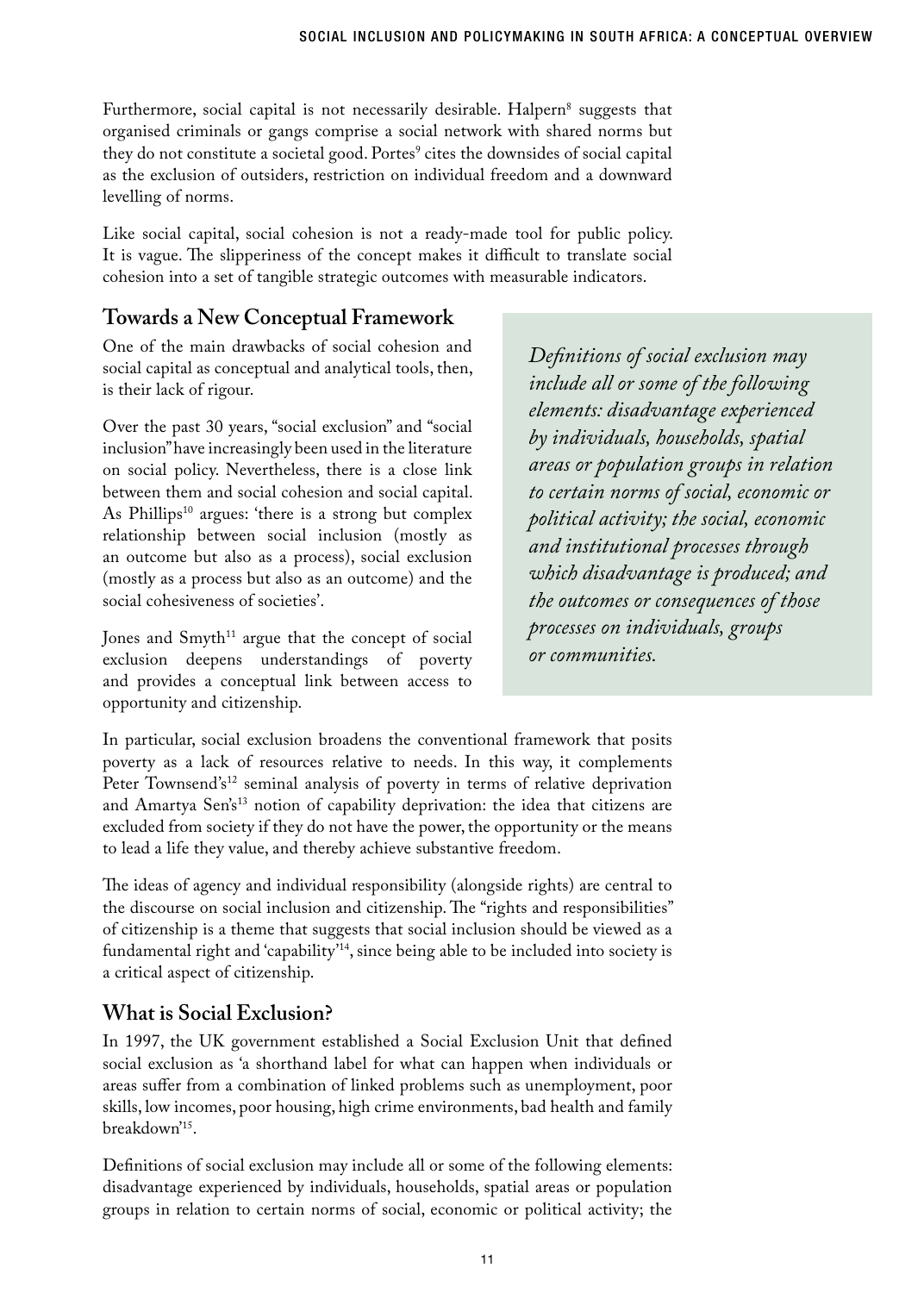Furthermore, social capital is not necessarily desirable. Halpern[8] suggests that organised criminals or gangs comprise a social network with shared norms but they do not constitute a societal good. Portes[9] cites the downsides of social capital as the exclusion of outsiders, restriction on individual freedom and a downward levelling of norms.

Like social capital, social cohesion is not a ready-made tool for public policy. It is vague. The slipperiness of the concept makes it difficult to translate social cohesion into a set of tangible strategic outcomes with measurable indicators.

## Towards a New Conceptual Framework

One of the main drawbacks of social cohesion and social capital as conceptual and analytical tools, then, is their lack of rigour.

Over the past 30 years, "social exclusion" and "social inclusion" have increasingly been used in the literature on social policy. Nevertheless, there is a close link between them and social cohesion and social capital. As Phillips[10] argues: 'there is a strong but complex relationship between social inclusion (mostly as an outcome but also as a process), social exclusion (mostly as a process but also as an outcome) and the social cohesiveness of societies'.

Jones and Smyth[11] argue that the concept of social exclusion deepens understandings of poverty and provides a conceptual link between access to opportunity and citizenship.

> *Definitions of social exclusion may include all or some of the following elements: disadvantage experienced by individuals, households, spatial areas or population groups in relation to certain norms of social, economic or political activity; the social, economic and institutional processes through which disadvantage is produced; and the outcomes or consequences of those processes on individuals, groups or communities.*

In particular, social exclusion broadens the conventional framework that posits poverty as a lack of resources relative to needs. In this way, it complements Peter Townsend's[12] seminal analysis of poverty in terms of relative deprivation and Amartya Sen's[13] notion of capability deprivation: the idea that citizens are excluded from society if they do not have the power, the opportunity or the means to lead a life they value, and thereby achieve substantive freedom.

The ideas of agency and individual responsibility (alongside rights) are central to the discourse on social inclusion and citizenship. The "rights and responsibilities" of citizenship is a theme that suggests that social inclusion should be viewed as a fundamental right and 'capability'[14], since being able to be included into society is a critical aspect of citizenship.

## What is Social Exclusion?

In 1997, the UK government established a Social Exclusion Unit that defined social exclusion as 'a shorthand label for what can happen when individuals or areas suffer from a combination of linked problems such as unemployment, poor skills, low incomes, poor housing, high crime environments, bad health and family breakdown'[15].

Definitions of social exclusion may include all or some of the following elements: disadvantage experienced by individuals, households, spatial areas or population groups in relation to certain norms of social, economic or political activity; the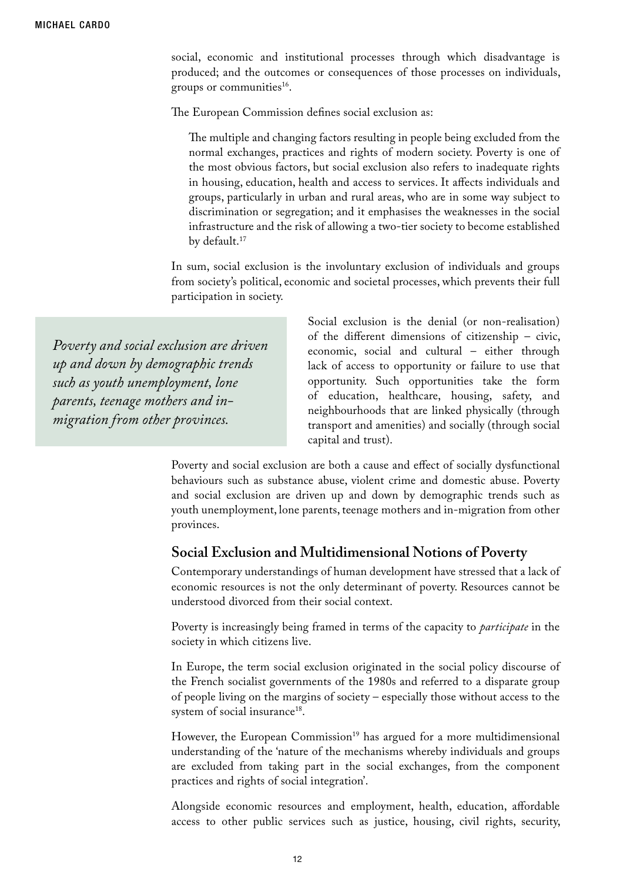social, economic and institutional processes through which disadvantage is produced; and the outcomes or consequences of those processes on individuals, groups or communities[16].

The European Commission defines social exclusion as:

> The multiple and changing factors resulting in people being excluded from the normal exchanges, practices and rights of modern society. Poverty is one of the most obvious factors, but social exclusion also refers to inadequate rights in housing, education, health and access to services. It affects individuals and groups, particularly in urban and rural areas, who are in some way subject to discrimination or segregation; and it emphasises the weaknesses in the social infrastructure and the risk of allowing a two-tier society to become established by default.[17]

In sum, social exclusion is the involuntary exclusion of individuals and groups from society's political, economic and societal processes, which prevents their full participation in society.

> *Poverty and social exclusion are driven up and down by demographic trends such as youth unemployment, lone parents, teenage mothers and in-migration from other provinces.*

Social exclusion is the denial (or non-realisation) of the different dimensions of citizenship – civic, economic, social and cultural – either through lack of access to opportunity or failure to use that opportunity. Such opportunities take the form of education, healthcare, housing, safety, and neighbourhoods that are linked physically (through transport and amenities) and socially (through social capital and trust).

Poverty and social exclusion are both a cause and effect of socially dysfunctional behaviours such as substance abuse, violent crime and domestic abuse. Poverty and social exclusion are driven up and down by demographic trends such as youth unemployment, lone parents, teenage mothers and in-migration from other provinces.

## Social Exclusion and Multidimensional Notions of Poverty

Contemporary understandings of human development have stressed that a lack of economic resources is not the only determinant of poverty. Resources cannot be understood divorced from their social context.

Poverty is increasingly being framed in terms of the capacity to *participate* in the society in which citizens live.

In Europe, the term social exclusion originated in the social policy discourse of the French socialist governments of the 1980s and referred to a disparate group of people living on the margins of society – especially those without access to the system of social insurance[18].

However, the European Commission[19] has argued for a more multidimensional understanding of the 'nature of the mechanisms whereby individuals and groups are excluded from taking part in the social exchanges, from the component practices and rights of social integration'.

Alongside economic resources and employment, health, education, affordable access to other public services such as justice, housing, civil rights, security,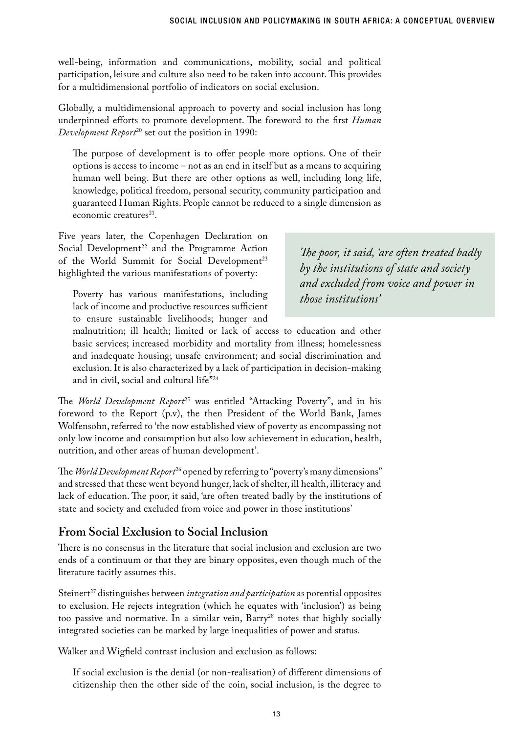well-being, information and communications, mobility, social and political participation, leisure and culture also need to be taken into account. This provides for a multidimensional portfolio of indicators on social exclusion.

Globally, a multidimensional approach to poverty and social inclusion has long underpinned efforts to promote development. The foreword to the first *Human Development Report*[20] set out the position in 1990:

> The purpose of development is to offer people more options. One of their options is access to income – not as an end in itself but as a means to acquiring human well being. But there are other options as well, including long life, knowledge, political freedom, personal security, community participation and guaranteed Human Rights. People cannot be reduced to a single dimension as economic creatures[21].

Five years later, the Copenhagen Declaration on Social Development[22] and the Programme Action of the World Summit for Social Development[23] highlighted the various manifestations of poverty:

> Poverty has various manifestations, including lack of income and productive resources sufficient to ensure sustainable livelihoods; hunger and malnutrition; ill health; limited or lack of access to education and other basic services; increased morbidity and mortality from illness; homelessness and inadequate housing; unsafe environment; and social discrimination and exclusion. It is also characterized by a lack of participation in decision-making and in civil, social and cultural life"[24]

*The poor, it said, 'are often treated badly by the institutions of state and society and excluded from voice and power in those institutions'*

The *World Development Report*[25] was entitled "Attacking Poverty", and in his foreword to the Report (p.v), the then President of the World Bank, James Wolfensohn, referred to 'the now established view of poverty as encompassing not only low income and consumption but also low achievement in education, health, nutrition, and other areas of human development'.

The *World Development Report*[26] opened by referring to "poverty's many dimensions" and stressed that these went beyond hunger, lack of shelter, ill health, illiteracy and lack of education. The poor, it said, 'are often treated badly by the institutions of state and society and excluded from voice and power in those institutions'

## From Social Exclusion to Social Inclusion

There is no consensus in the literature that social inclusion and exclusion are two ends of a continuum or that they are binary opposites, even though much of the literature tacitly assumes this.

Steinert[27] distinguishes between *integration and participation* as potential opposites to exclusion. He rejects integration (which he equates with 'inclusion') as being too passive and normative. In a similar vein, Barry[28] notes that highly socially integrated societies can be marked by large inequalities of power and status.

Walker and Wigfield contrast inclusion and exclusion as follows:

> If social exclusion is the denial (or non-realisation) of different dimensions of citizenship then the other side of the coin, social inclusion, is the degree to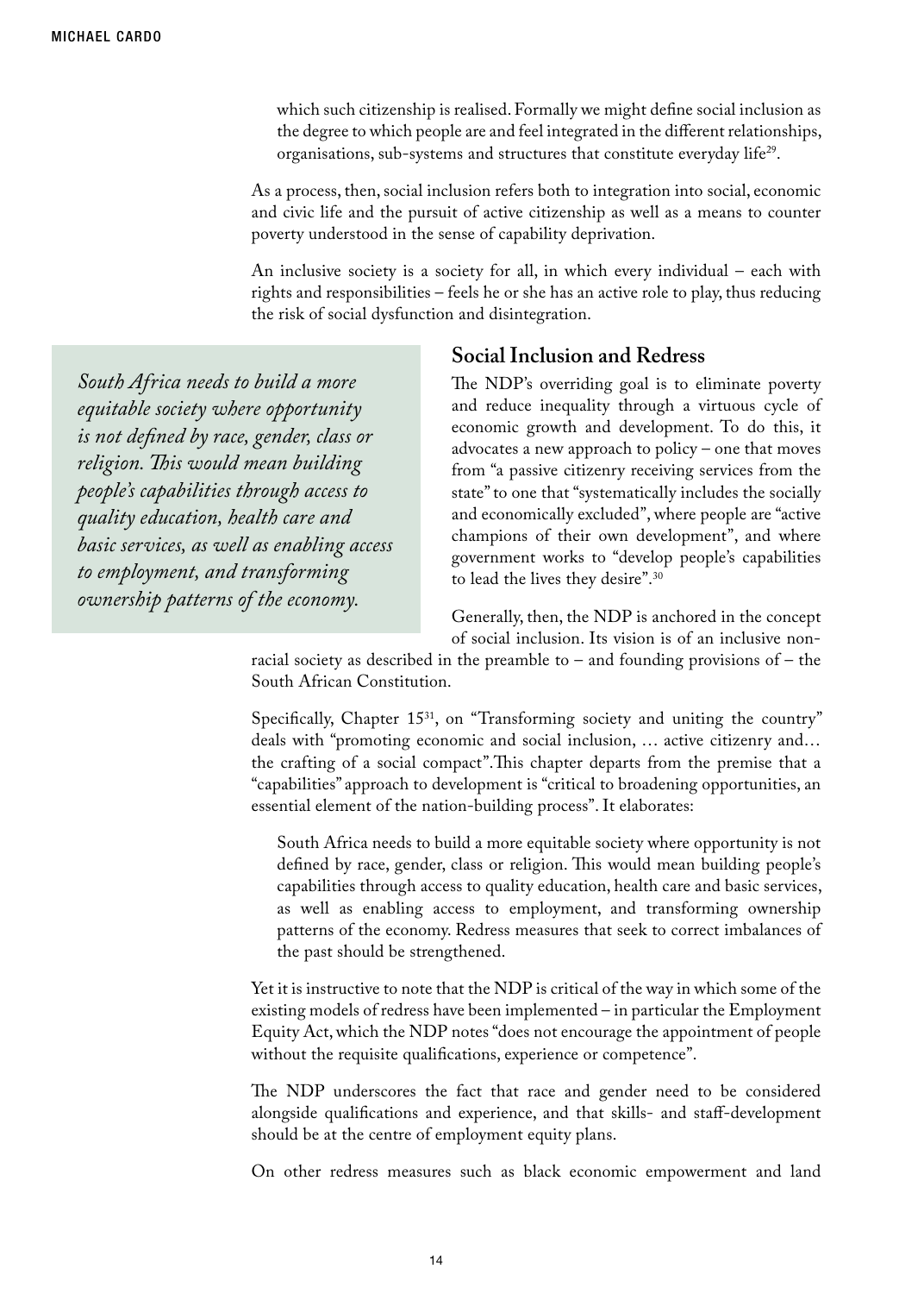> which such citizenship is realised. Formally we might define social inclusion as the degree to which people are and feel integrated in the different relationships, organisations, sub-systems and structures that constitute everyday life[29].

As a process, then, social inclusion refers both to integration into social, economic and civic life and the pursuit of active citizenship as well as a means to counter poverty understood in the sense of capability deprivation.

An inclusive society is a society for all, in which every individual – each with rights and responsibilities – feels he or she has an active role to play, thus reducing the risk of social dysfunction and disintegration.

*South Africa needs to build a more equitable society where opportunity is not defined by race, gender, class or religion. This would mean building people's capabilities through access to quality education, health care and basic services, as well as enabling access to employment, and transforming ownership patterns of the economy.*

## Social Inclusion and Redress

The NDP's overriding goal is to eliminate poverty and reduce inequality through a virtuous cycle of economic growth and development. To do this, it advocates a new approach to policy – one that moves from "a passive citizenry receiving services from the state" to one that "systematically includes the socially and economically excluded", where people are "active champions of their own development", and where government works to "develop people's capabilities to lead the lives they desire".[30]

Generally, then, the NDP is anchored in the concept of social inclusion. Its vision is of an inclusive non-racial society as described in the preamble to – and founding provisions of – the South African Constitution.

Specifically, Chapter 15[31], on "Transforming society and uniting the country" deals with "promoting economic and social inclusion, … active citizenry and… the crafting of a social compact". This chapter departs from the premise that a "capabilities" approach to development is "critical to broadening opportunities, an essential element of the nation-building process". It elaborates:

> South Africa needs to build a more equitable society where opportunity is not defined by race, gender, class or religion. This would mean building people's capabilities through access to quality education, health care and basic services, as well as enabling access to employment, and transforming ownership patterns of the economy. Redress measures that seek to correct imbalances of the past should be strengthened.

Yet it is instructive to note that the NDP is critical of the way in which some of the existing models of redress have been implemented – in particular the Employment Equity Act, which the NDP notes "does not encourage the appointment of people without the requisite qualifications, experience or competence".

The NDP underscores the fact that race and gender need to be considered alongside qualifications and experience, and that skills- and staff-development should be at the centre of employment equity plans.

On other redress measures such as black economic empowerment and land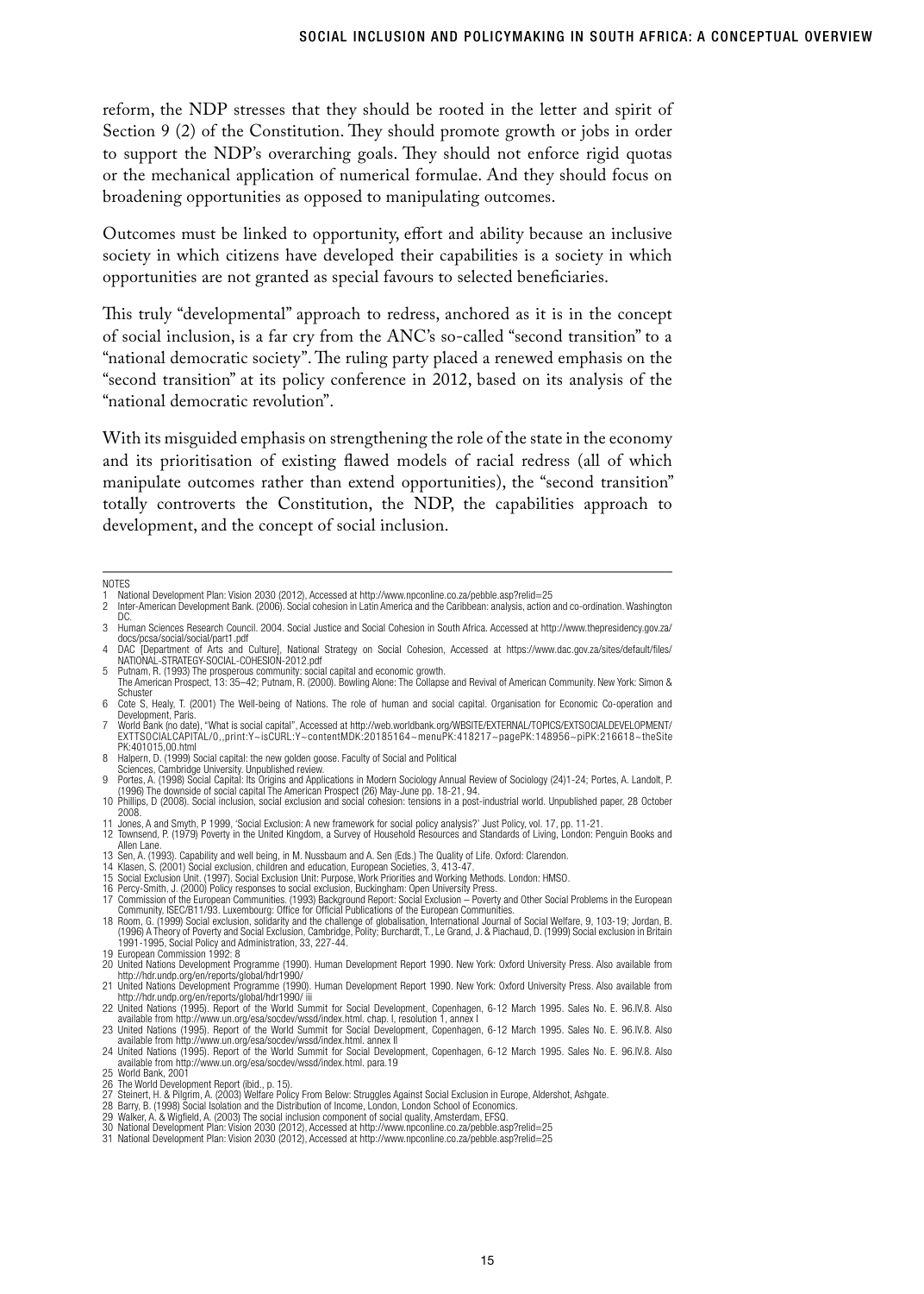reform, the NDP stresses that they should be rooted in the letter and spirit of Section 9 (2) of the Constitution. They should promote growth or jobs in order to support the NDP's overarching goals. They should not enforce rigid quotas or the mechanical application of numerical formulae. And they should focus on broadening opportunities as opposed to manipulating outcomes.

Outcomes must be linked to opportunity, effort and ability because an inclusive society in which citizens have developed their capabilities is a society in which opportunities are not granted as special favours to selected beneficiaries.

This truly "developmental" approach to redress, anchored as it is in the concept of social inclusion, is a far cry from the ANC's so-called "second transition" to a "national democratic society". The ruling party placed a renewed emphasis on the "second transition" at its policy conference in 2012, based on its analysis of the "national democratic revolution".

With its misguided emphasis on strengthening the role of the state in the economy and its prioritisation of existing flawed models of racial redress (all of which manipulate outcomes rather than extend opportunities), the "second transition" totally controverts the Constitution, the NDP, the capabilities approach to development, and the concept of social inclusion.

NOTES

1 National Development Plan: Vision 2030 (2012), Accessed at http://www.npconline.co.za/pebble.asp?relid=25
2 Inter-American Development Bank. (2006). Social cohesion in Latin America and the Caribbean: analysis, action and co-ordination. Washington DC.
3 Human Sciences Research Council. 2004. Social Justice and Social Cohesion in South Africa. Accessed at http://www.thepresidency.gov.za/docs/pcsa/social/social/part1.pdf
4 DAC [Department of Arts and Culture], National Strategy on Social Cohesion, Accessed at https://www.dac.gov.za/sites/default/files/NATIONAL-STRATEGY-SOCIAL-COHESION-2012.pdf
5 Putnam, R. (1993) The prosperous community: social capital and economic growth. The American Prospect, 13: 35–42; Putnam, R. (2000). Bowling Alone: The Collapse and Revival of American Community. New York: Simon & Schuster
6 Cote S, Healy, T. (2001) The Well-being of Nations. The role of human and social capital. Organisation for Economic Co-operation and Development, Paris.
7 World Bank (no date), "What is social capital", Accessed at http://web.worldbank.org/WBSITE/EXTERNAL/TOPICS/EXTSOCIALDEVELOPMENT/EXTTSOCIALCAPITAL/0,,print:Y~isCURL:Y~contentMDK:20185164~menuPK:418217~pagePK:148956~piPK:216618~theSitePK:401015,00.html
8 Halpern, D. (1999) Social capital: the new golden goose. Faculty of Social and Political Sciences, Cambridge University. Unpublished review.
9 Portes, A. (1998) Social Capital: Its Origins and Applications in Modern Sociology Annual Review of Sociology (24)1-24; Portes, A. Landolt, P. (1996) The downside of social capital The American Prospect (26) May-June pp. 18-21, 94.
10 Phillips, D (2008). Social inclusion, social exclusion and social cohesion: tensions in a post-industrial world. Unpublished paper, 28 October 2008.
11 Jones, A and Smyth, P 1999, 'Social Exclusion: A new framework for social policy analysis?' Just Policy, vol. 17, pp. 11-21.
12 Townsend, P. (1979) Poverty in the United Kingdom, a Survey of Household Resources and Standards of Living, London: Penguin Books and Allen Lane.
13 Sen, A. (1993). Capability and well being, in M. Nussbaum and A. Sen (Eds.) The Quality of Life. Oxford: Clarendon.
14 Klasen, S. (2001) Social exclusion, children and education, European Societies, 3, 413-47.
15 Social Exclusion Unit. (1997). Social Exclusion Unit: Purpose, Work Priorities and Working Methods. London: HMSO.
16 Percy-Smith, J. (2000) Policy responses to social exclusion, Buckingham: Open University Press.
17 Commission of the European Communities. (1993) Background Report: Social Exclusion – Poverty and Other Social Problems in the European Community, ISEC/B11/93. Luxembourg: Office for Official Publications of the European Communities.
18 Room, G. (1999) Social exclusion, solidarity and the challenge of globalisation, International Journal of Social Welfare, 9, 103-19; Jordan, B. (1996) A Theory of Poverty and Social Exclusion, Cambridge, Polity; Burchardt, T., Le Grand, J. & Piachaud, D. (1999) Social exclusion in Britain 1991-1995, Social Policy and Administration, 33, 227-44.
19 European Commission 1992: 8
20 United Nations Development Programme (1990). Human Development Report 1990. New York: Oxford University Press. Also available from http://hdr.undp.org/en/reports/global/hdr1990/
21 United Nations Development Programme (1990). Human Development Report 1990. New York: Oxford University Press. Also available from http://hdr.undp.org/en/reports/global/hdr1990/ iii
22 United Nations (1995). Report of the World Summit for Social Development, Copenhagen, 6-12 March 1995. Sales No. E. 96.IV.8. Also available from http://www.un.org/esa/socdev/wssd/index.html. chap. I, resolution 1, annex I
23 United Nations (1995). Report of the World Summit for Social Development, Copenhagen, 6-12 March 1995. Sales No. E. 96.IV.8. Also available from http://www.un.org/esa/socdev/wssd/index.html. annex II
24 United Nations (1995). Report of the World Summit for Social Development, Copenhagen, 6-12 March 1995. Sales No. E. 96.IV.8. Also available from http://www.un.org/esa/socdev/wssd/index.html. para.19
25 World Bank, 2001
26 The World Development Report (ibid., p. 15).
27 Steinert, H. & Pilgrim, A. (2003) Welfare Policy From Below: Struggles Against Social Exclusion in Europe, Aldershot, Ashgate.
28 Barry, B. (1998) Social Isolation and the Distribution of Income, London, London School of Economics.
29 Walker, A. & Wigfield, A. (2003) The social inclusion component of social quality, Amsterdam, EFSQ.
30 National Development Plan: Vision 2030 (2012), Accessed at http://www.npconline.co.za/pebble.asp?relid=25
31 National Development Plan: Vision 2030 (2012), Accessed at http://www.npconline.co.za/pebble.asp?relid=25